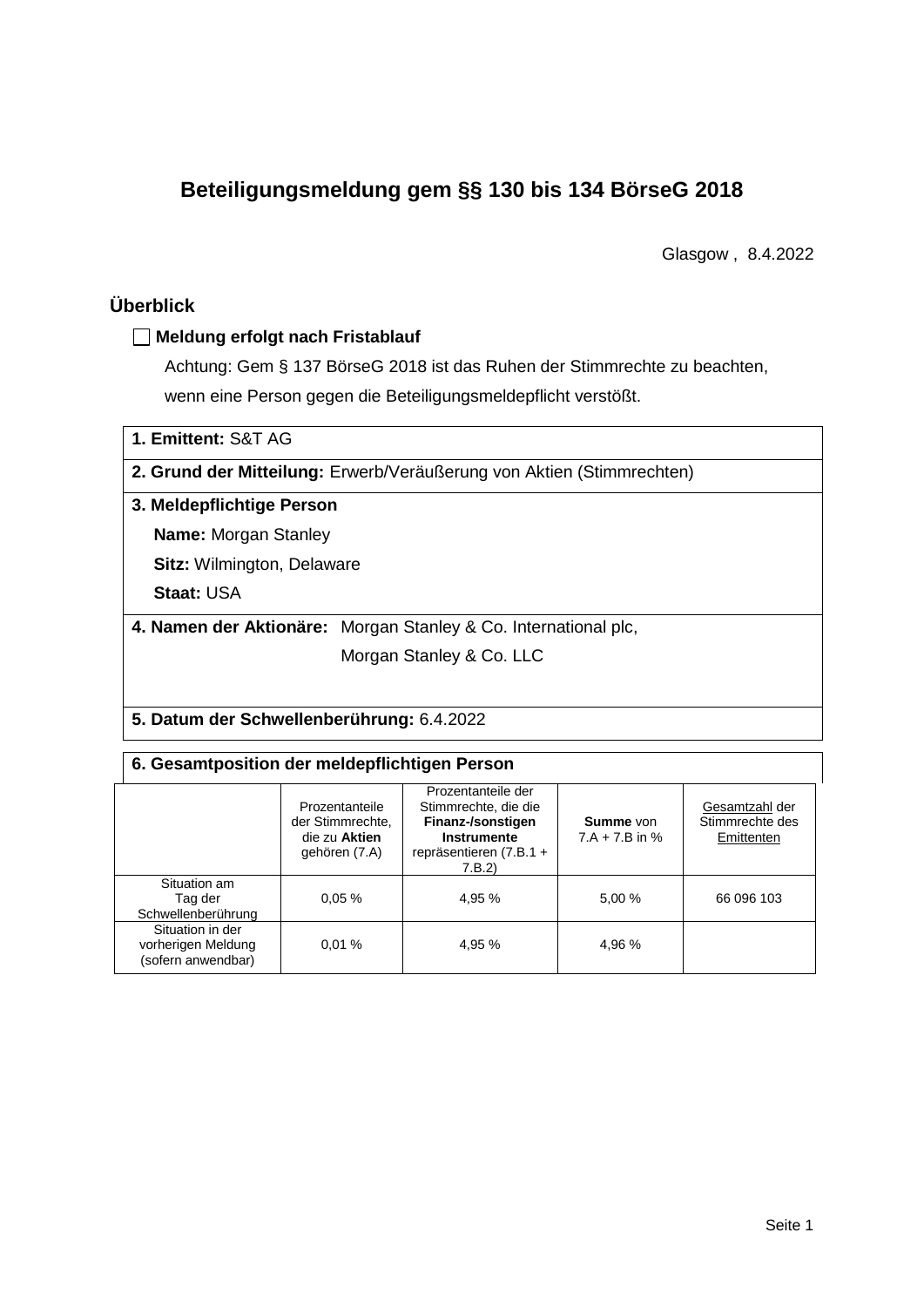# Beteiligungsmeldung gem §§ 130 bis 134 BörseG 2018

Glasgow , 8.4.2022

## Überblick

☐ **Meldung erfolgt nach Fristablauf**

Achtung: Gem § 137 BörseG 2018 ist das Ruhen der Stimmrechte zu beachten, wenn eine Person gegen die Beteiligungsmeldepflicht verstößt.

**1. Emittent:** S&T AG

**2. Grund der Mitteilung:** Erwerb/Veräußerung von Aktien (Stimmrechten)

**3. Meldepflichtige Person**

**Name:** Morgan Stanley

**Sitz:** Wilmington, Delaware

**Staat:** USA

**4. Namen der Aktionäre:** Morgan Stanley & Co. International plc, Morgan Stanley & Co. LLC

**5. Datum der Schwellenberührung:** 6.4.2022

**6. Gesamtposition der meldepflichtigen Person**

| | Prozentanteile der Stimmrechte, die zu **Aktien** gehören (7.A) | Prozentanteile der Stimmrechte, die die **Finanz-/sonstigen Instrumente** repräsentieren (7.B.1 + 7.B.2) | **Summe** von 7.A + 7.B in % | Gesamtzahl der Stimmrechte des Emittenten |
|---|---|---|---|---|
| Situation am Tag der Schwellenberührung | 0,05 % | 4,95 % | 5,00 % | 66 096 103 |
| Situation in der vorherigen Meldung (sofern anwendbar) | 0,01 % | 4,95 % | 4,96 % | |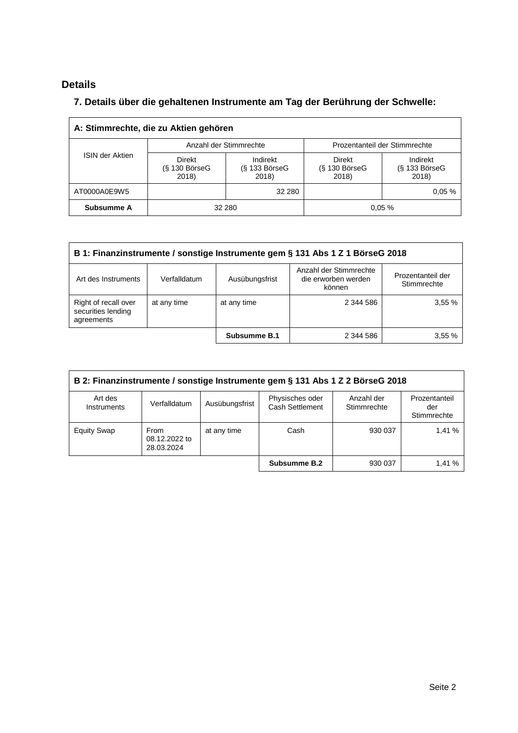## Details

### 7. Details über die gehaltenen Instrumente am Tag der Berührung der Schwelle:

| A: Stimmrechte, die zu Aktien gehören | | | | |
|---|---|---|---|---|
| ISIN der Aktien | Anzahl der Stimmrechte | | Prozentanteil der Stimmrechte | |
| | Direkt (§ 130 BörseG 2018) | Indirekt (§ 133 BörseG 2018) | Direkt (§ 130 BörseG 2018) | Indirekt (§ 133 BörseG 2018) |
| AT0000A0E9W5 | | 32 280 | | 0,05 % |
| **Subsumme A** | 32 280 | | 0,05 % | |

| B 1: Finanzinstrumente / sonstige Instrumente gem § 131 Abs 1 Z 1 BörseG 2018 | | | | |
|---|---|---|---|---|
| Art des Instruments | Verfalldatum | Ausübungsfrist | Anzahl der Stimmrechte die erworben werden können | Prozentanteil der Stimmrechte |
| Right of recall over securities lending agreements | at any time | at any time | 2 344 586 | 3,55 % |
| | | **Subsumme B.1** | 2 344 586 | 3,55 % |

| B 2: Finanzinstrumente / sonstige Instrumente gem § 131 Abs 1 Z 2 BörseG 2018 | | | | | |
|---|---|---|---|---|---|
| Art des Instruments | Verfalldatum | Ausübungsfrist | Physisches oder Cash Settlement | Anzahl der Stimmrechte | Prozentanteil der Stimmrechte |
| Equity Swap | From 08.12.2022 to 28.03.2024 | at any time | Cash | 930 037 | 1,41 % |
| | | | **Subsumme B.2** | 930 037 | 1,41 % |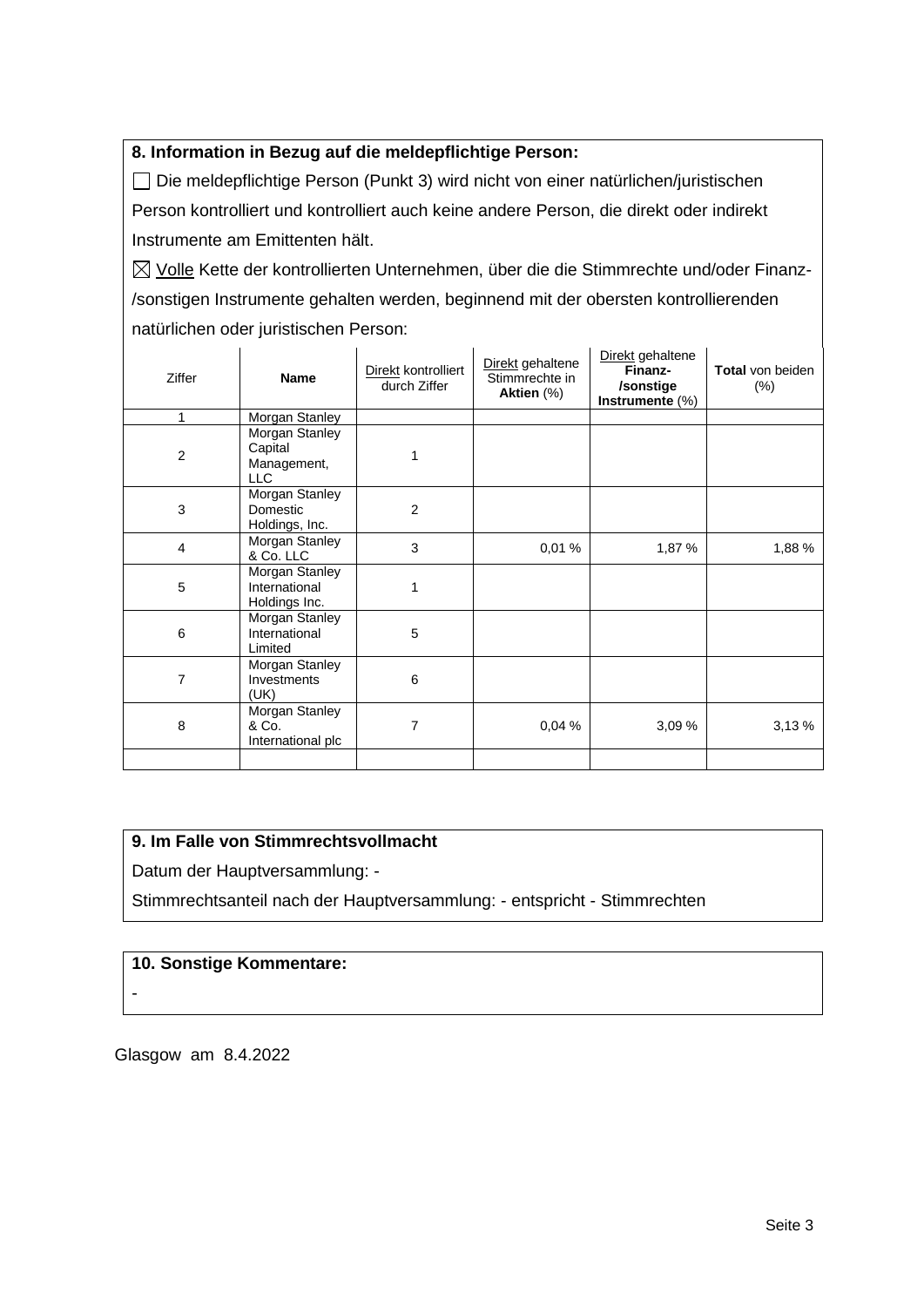**8. Information in Bezug auf die meldepflichtige Person:**

☐ Die meldepflichtige Person (Punkt 3) wird nicht von einer natürlichen/juristischen Person kontrolliert und kontrolliert auch keine andere Person, die direkt oder indirekt Instrumente am Emittenten hält.

☒ Volle Kette der kontrollierten Unternehmen, über die die Stimmrechte und/oder Finanz-/sonstigen Instrumente gehalten werden, beginnend mit der obersten kontrollierenden natürlichen oder juristischen Person:

| Ziffer | Name | Direkt kontrolliert durch Ziffer | Direkt gehaltene Stimmrechte in **Aktien** (%) | Direkt gehaltene **Finanz-/sonstige Instrumente** (%) | **Total** von beiden (%) |
|---|---|---|---|---|---|
| 1 | Morgan Stanley | | | | |
| 2 | Morgan Stanley Capital Management, LLC | 1 | | | |
| 3 | Morgan Stanley Domestic Holdings, Inc. | 2 | | | |
| 4 | Morgan Stanley & Co. LLC | 3 | 0,01 % | 1,87 % | 1,88 % |
| 5 | Morgan Stanley International Holdings Inc. | 1 | | | |
| 6 | Morgan Stanley International Limited | 5 | | | |
| 7 | Morgan Stanley Investments (UK) | 6 | | | |
| 8 | Morgan Stanley & Co. International plc | 7 | 0,04 % | 3,09 % | 3,13 % |
| | | | | | |

**9. Im Falle von Stimmrechtsvollmacht**

Datum der Hauptversammlung: -

Stimmrechtsanteil nach der Hauptversammlung: - entspricht - Stimmrechten

**10. Sonstige Kommentare:**

-

Glasgow am 8.4.2022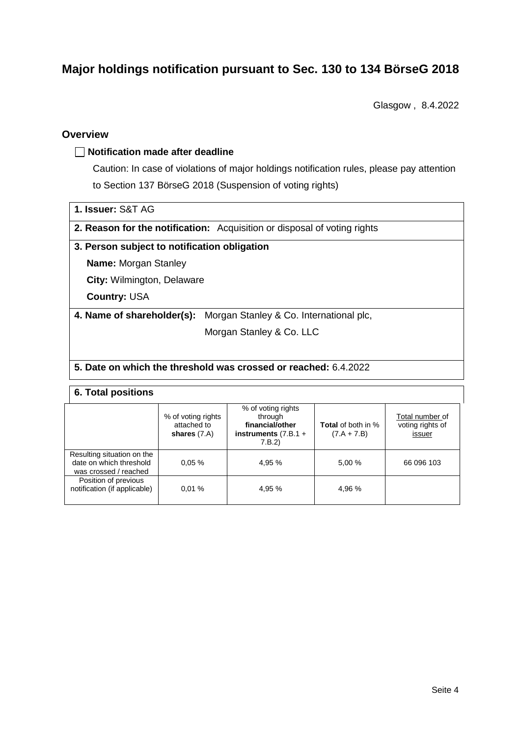# Major holdings notification pursuant to Sec. 130 to 134 BörseG 2018

Glasgow , 8.4.2022

## Overview

☐ **Notification made after deadline**

Caution: In case of violations of major holdings notification rules, please pay attention to Section 137 BörseG 2018 (Suspension of voting rights)

**1. Issuer:** S&T AG

**2. Reason for the notification:** Acquisition or disposal of voting rights

**3. Person subject to notification obligation**

**Name:** Morgan Stanley

**City:** Wilmington, Delaware

**Country:** USA

**4. Name of shareholder(s):** Morgan Stanley & Co. International plc, Morgan Stanley & Co. LLC

**5. Date on which the threshold was crossed or reached:** 6.4.2022

**6. Total positions**

| | % of voting rights attached to **shares** (7.A) | % of voting rights through **financial/other instruments** (7.B.1 + 7.B.2) | **Total** of both in % (7.A + 7.B) | Total number of voting rights of issuer |
|---|---|---|---|---|
| Resulting situation on the date on which threshold was crossed / reached | 0,05 % | 4,95 % | 5,00 % | 66 096 103 |
| Position of previous notification (if applicable) | 0,01 % | 4,95 % | 4,96 % | |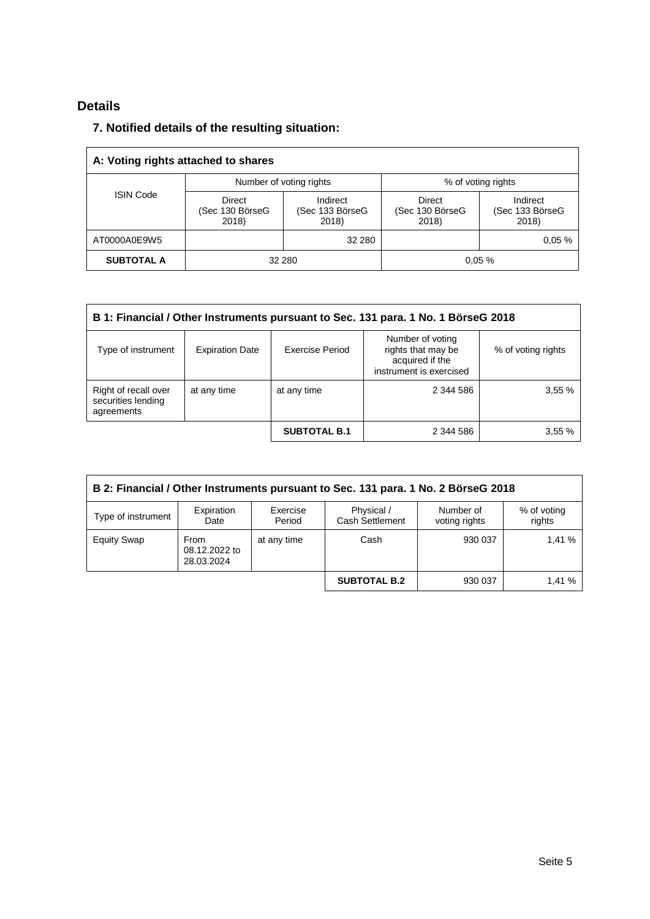## Details

### 7. Notified details of the resulting situation:

| A: Voting rights attached to shares | | | | |
|---|---|---|---|---|
| ISIN Code | Number of voting rights | | % of voting rights | |
| | Direct (Sec 130 BörseG 2018) | Indirect (Sec 133 BörseG 2018) | Direct (Sec 130 BörseG 2018) | Indirect (Sec 133 BörseG 2018) |
| AT0000A0E9W5 | | 32 280 | | 0,05 % |
| **SUBTOTAL A** | 32 280 | | 0,05 % | |

| B 1: Financial / Other Instruments pursuant to Sec. 131 para. 1 No. 1 BörseG 2018 | | | | |
|---|---|---|---|---|
| Type of instrument | Expiration Date | Exercise Period | Number of voting rights that may be acquired if the instrument is exercised | % of voting rights |
| Right of recall over securities lending agreements | at any time | at any time | 2 344 586 | 3,55 % |
| | | **SUBTOTAL B.1** | 2 344 586 | 3,55 % |

| B 2: Financial / Other Instruments pursuant to Sec. 131 para. 1 No. 2 BörseG 2018 | | | | | |
|---|---|---|---|---|---|
| Type of instrument | Expiration Date | Exercise Period | Physical / Cash Settlement | Number of voting rights | % of voting rights |
| Equity Swap | From 08.12.2022 to 28.03.2024 | at any time | Cash | 930 037 | 1,41 % |
| | | | **SUBTOTAL B.2** | 930 037 | 1,41 % |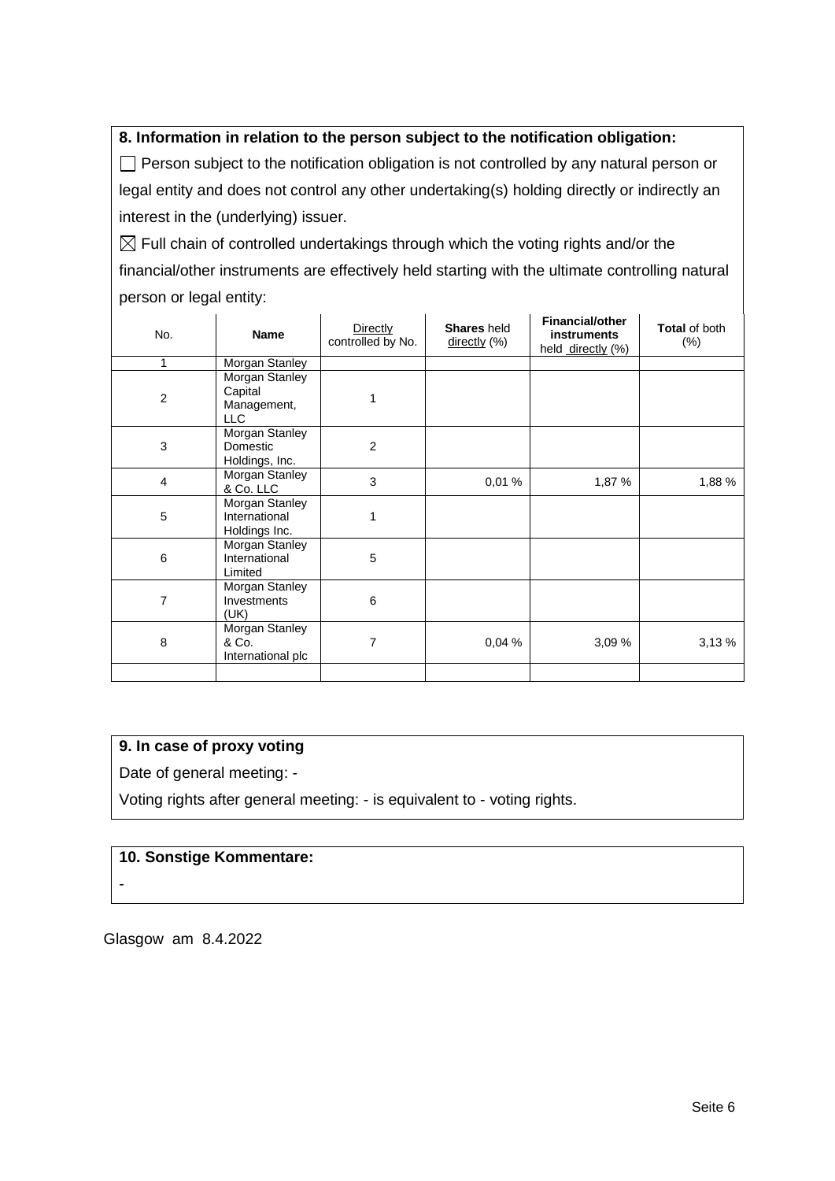## 8. Information in relation to the person subject to the notification obligation:

☐ Person subject to the notification obligation is not controlled by any natural person or legal entity and does not control any other undertaking(s) holding directly or indirectly an interest in the (underlying) issuer.

☒ Full chain of controlled undertakings through which the voting rights and/or the financial/other instruments are effectively held starting with the ultimate controlling natural person or legal entity:

| No. | Name | Directly controlled by No. | **Shares** held directly (%) | **Financial/other instruments** held directly (%) | **Total** of both (%) |
|---|---|---|---|---|---|
| 1 | Morgan Stanley | | | | |
| 2 | Morgan Stanley Capital Management, LLC | 1 | | | |
| 3 | Morgan Stanley Domestic Holdings, Inc. | 2 | | | |
| 4 | Morgan Stanley & Co. LLC | 3 | 0,01 % | 1,87 % | 1,88 % |
| 5 | Morgan Stanley International Holdings Inc. | 1 | | | |
| 6 | Morgan Stanley International Limited | 5 | | | |
| 7 | Morgan Stanley Investments (UK) | 6 | | | |
| 8 | Morgan Stanley & Co. International plc | 7 | 0,04 % | 3,09 % | 3,13 % |
| | | | | | |

## 9. In case of proxy voting

Date of general meeting: -

Voting rights after general meeting: - is equivalent to - voting rights.

## 10. Sonstige Kommentare:

-

Glasgow am 8.4.2022